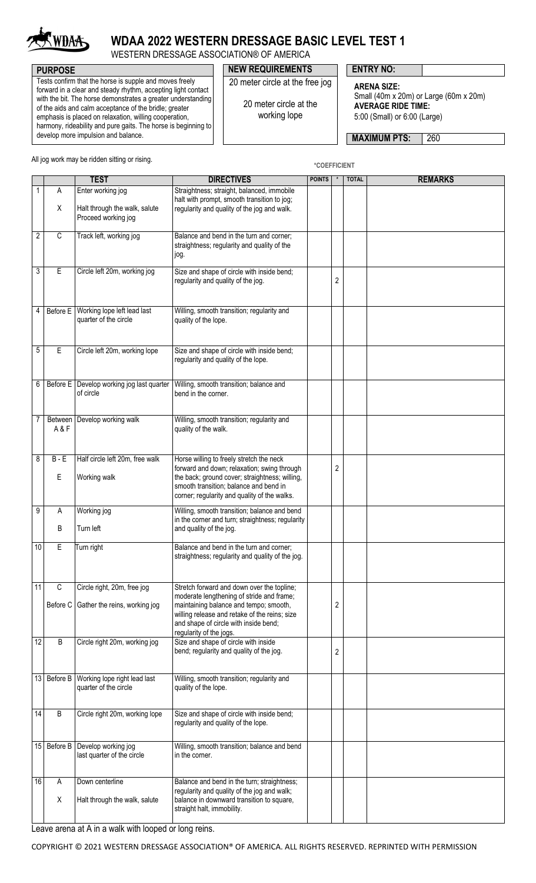# WDAA 2022 WESTERN DRESSAGE BASIC LEVEL TEST 1

WESTERN DRESSAGE ASSOCIATION® OF AMERICA

**PURPOSE**

Tests confirm that the horse is supple and moves freely forward in a clear and steady rhythm, accepting light contact with the bit. The horse demonstrates a greater understanding of the aids and calm acceptance of the bridle; greater emphasis is placed on relaxation, willing cooperation, harmony, rideability and pure gaits. The horse is beginning to develop more impulsion and balance.

**NEW REQUIREMENTS**

20 meter circle at the free jog

20 meter circle at the working lope

**ENTRY NO:**

**ARENA SIZE:**
Small (40m x 20m) or Large (60m x 20m)

**AVERAGE RIDE TIME:**
5:00 (Small) or 6:00 (Large)

**MAXIMUM PTS:** 260

All jog work may be ridden sitting or rising.

*COEFFICIENT

| | | TEST | DIRECTIVES | POINTS | * | TOTAL | REMARKS |
|---|---|---|---|---|---|---|---|
| 1 | A<br>X | Enter working jog<br>Halt through the walk, salute<br>Proceed working jog | Straightness; straight, balanced, immobile halt with prompt, smooth transition to jog; regularity and quality of the jog and walk. | | | | |
| 2 | C | Track left, working jog | Balance and bend in the turn and corner; straightness; regularity and quality of the jog. | | | | |
| 3 | E | Circle left 20m, working jog | Size and shape of circle with inside bend; regularity and quality of the jog. | | 2 | | |
| 4 | Before E | Working lope left lead last quarter of the circle | Willing, smooth transition; regularity and quality of the lope. | | | | |
| 5 | E | Circle left 20m, working lope | Size and shape of circle with inside bend; regularity and quality of the lope. | | | | |
| 6 | Before E | Develop working jog last quarter of circle | Willing, smooth transition; balance and bend in the corner. | | | | |
| 7 | Between A & F | Develop working walk | Willing, smooth transition; regularity and quality of the walk. | | | | |
| 8 | B - E<br>E | Half circle left 20m, free walk<br>Working walk | Horse willing to freely stretch the neck forward and down; relaxation; swing through the back; ground cover; straightness; willing, smooth transition; balance and bend in corner; regularity and quality of the walks. | | 2 | | |
| 9 | A<br>B | Working jog<br>Turn left | Willing, smooth transition; balance and bend in the corner and turn; straightness; regularity and quality of the jog. | | | | |
| 10 | E | Turn right | Balance and bend in the turn and corner; straightness; regularity and quality of the jog. | | | | |
| 11 | C<br>Before C | Circle right, 20m, free jog<br>Gather the reins, working jog | Stretch forward and down over the topline; moderate lengthening of stride and frame; maintaining balance and tempo; smooth, willing release and retake of the reins; size and shape of circle with inside bend; regularity of the jogs. | | 2 | | |
| 12 | B | Circle right 20m, working jog | Size and shape of circle with inside bend; regularity and quality of the jog. | | 2 | | |
| 13 | Before B | Working lope right lead last quarter of the circle | Willing, smooth transition; regularity and quality of the lope. | | | | |
| 14 | B | Circle right 20m, working lope | Size and shape of circle with inside bend; regularity and quality of the lope. | | | | |
| 15 | Before B | Develop working jog last quarter of the circle | Willing, smooth transition; balance and bend in the corner. | | | | |
| 16 | A<br>X | Down centerline<br>Halt through the walk, salute | Balance and bend in the turn; straightness; regularity and quality of the jog and walk; balance in downward transition to square, straight halt, immobility. | | | | |

Leave arena at A in a walk with looped or long reins.

COPYRIGHT © 2021 WESTERN DRESSAGE ASSOCIATION® OF AMERICA. ALL RIGHTS RESERVED. REPRINTED WITH PERMISSION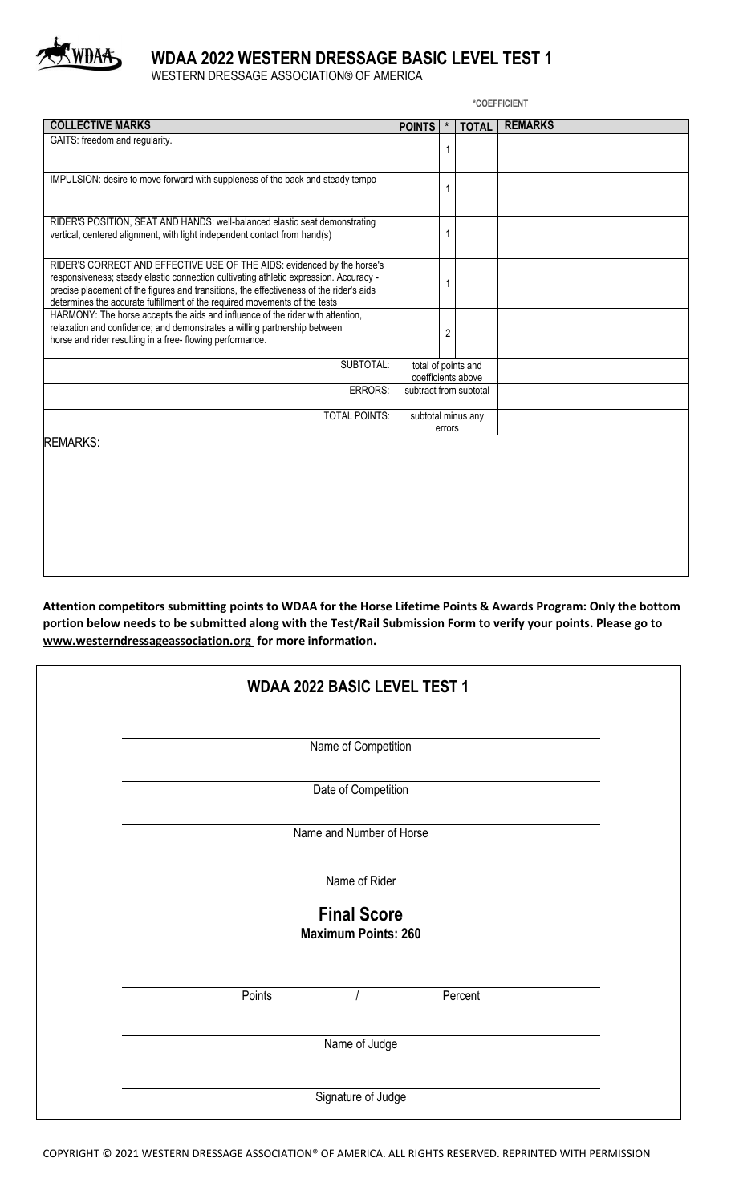# WDAA 2022 WESTERN DRESSAGE BASIC LEVEL TEST 1

WESTERN DRESSAGE ASSOCIATION® OF AMERICA

*COEFFICIENT

| COLLECTIVE MARKS | POINTS | * | TOTAL | REMARKS |
|---|---|---|---|---|
| GAITS: freedom and regularity. | | 1 | | |
| IMPULSION: desire to move forward with suppleness of the back and steady tempo | | 1 | | |
| RIDER'S POSITION, SEAT AND HANDS: well-balanced elastic seat demonstrating vertical, centered alignment, with light independent contact from hand(s) | | 1 | | |
| RIDER'S CORRECT AND EFFECTIVE USE OF THE AIDS: evidenced by the horse's responsiveness; steady elastic connection cultivating athletic expression. Accuracy - precise placement of the figures and transitions, the effectiveness of the rider's aids determines the accurate fulfillment of the required movements of the tests | | 1 | | |
| HARMONY: The horse accepts the aids and influence of the rider with attention, relaxation and confidence; and demonstrates a willing partnership between horse and rider resulting in a free- flowing performance. | | 2 | | |
| SUBTOTAL: | total of points and coefficients above | | | |
| ERRORS: | subtract from subtotal | | | |
| TOTAL POINTS: | subtotal minus any errors | | | |

REMARKS:

**Attention competitors submitting points to WDAA for the Horse Lifetime Points & Awards Program: Only the bottom portion below needs to be submitted along with the Test/Rail Submission Form to verify your points. Please go to www.westerndressageassociation.org for more information.**

## WDAA 2022 BASIC LEVEL TEST 1

Name of Competition

Date of Competition

Name and Number of Horse

Name of Rider

**Final Score**

**Maximum Points: 260**

Points / Percent

Name of Judge

Signature of Judge

COPYRIGHT © 2021 WESTERN DRESSAGE ASSOCIATION® OF AMERICA. ALL RIGHTS RESERVED. REPRINTED WITH PERMISSION